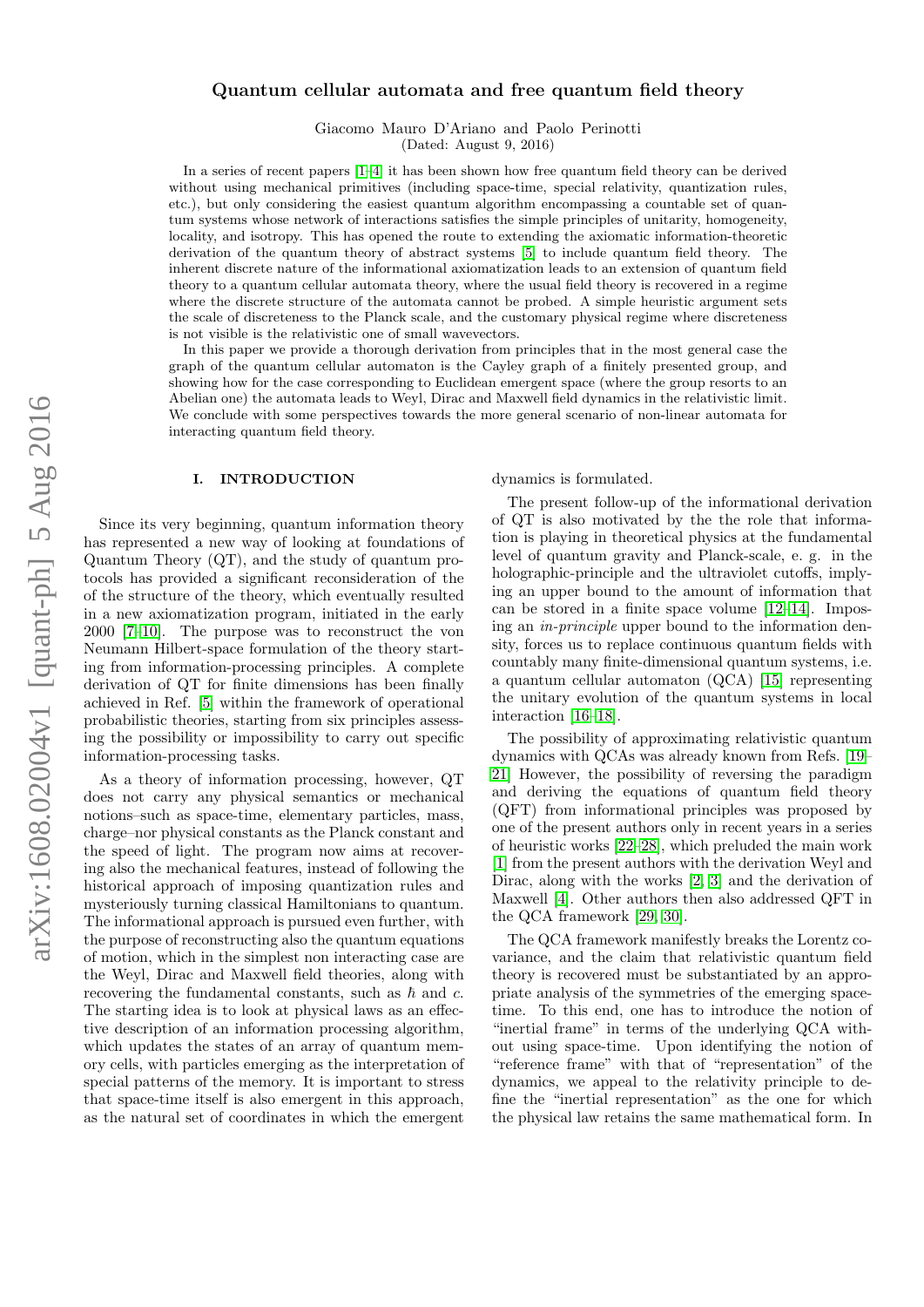# Quantum cellular automata and free quantum field theory

Giacomo Mauro D'Ariano and Paolo Perinotti

(Dated: August 9, 2016)

In a series of recent papers [1–4] it has been shown how free quantum field theory can be derived without using mechanical primitives (including space-time, special relativity, quantization rules, etc.), but only considering the easiest quantum algorithm encompassing a countable set of quantum systems whose network of interactions satisfies the simple principles of unitarity, homogeneity, locality, and isotropy. This has opened the route to extending the axiomatic information-theoretic derivation of the quantum theory of abstract systems [5] to include quantum field theory. The inherent discrete nature of the informational axiomatization leads to an extension of quantum field theory to a quantum cellular automata theory, where the usual field theory is recovered in a regime where the discrete structure of the automata cannot be probed. A simple heuristic argument sets the scale of discreteness to the Planck scale, and the customary physical regime where discreteness is not visible is the relativistic one of small wavevectors.

In this paper we provide a thorough derivation from principles that in the most general case the graph of the quantum cellular automaton is the Cayley graph of a finitely presented group, and showing how for the case corresponding to Euclidean emergent space (where the group resorts to an Abelian one) the automata leads to Weyl, Dirac and Maxwell field dynamics in the relativistic limit. We conclude with some perspectives towards the more general scenario of non-linear automata for interacting quantum field theory.

## I. INTRODUCTION

Since its very beginning, quantum information theory has represented a new way of looking at foundations of Quantum Theory (QT), and the study of quantum protocols has provided a significant reconsideration of the of the structure of the theory, which eventually resulted in a new axiomatization program, initiated in the early 2000 [7–10]. The purpose was to reconstruct the von Neumann Hilbert-space formulation of the theory starting from information-processing principles. A complete derivation of QT for finite dimensions has been finally achieved in Ref. [5] within the framework of operational probabilistic theories, starting from six principles assessing the possibility or impossibility to carry out specific information-processing tasks.

As a theory of information processing, however, QT does not carry any physical semantics or mechanical notions–such as space-time, elementary particles, mass, charge–nor physical constants as the Planck constant and the speed of light. The program now aims at recovering also the mechanical features, instead of following the historical approach of imposing quantization rules and mysteriously turning classical Hamiltonians to quantum. The informational approach is pursued even further, with the purpose of reconstructing also the quantum equations of motion, which in the simplest non interacting case are the Weyl, Dirac and Maxwell field theories, along with recovering the fundamental constants, such as $\hbar$ and $c$. The starting idea is to look at physical laws as an effective description of an information processing algorithm, which updates the states of an array of quantum memory cells, with particles emerging as the interpretation of special patterns of the memory. It is important to stress that space-time itself is also emergent in this approach, as the natural set of coordinates in which the emergent dynamics is formulated.

The present follow-up of the informational derivation of QT is also motivated by the the role that information is playing in theoretical physics at the fundamental level of quantum gravity and Planck-scale, e. g. in the holographic-principle and the ultraviolet cutoffs, implying an upper bound to the amount of information that can be stored in a finite space volume [12–14]. Imposing an *in-principle* upper bound to the information density, forces us to replace continuous quantum fields with countably many finite-dimensional quantum systems, i.e. a quantum cellular automaton (QCA) [15] representing the unitary evolution of the quantum systems in local interaction [16–18].

The possibility of approximating relativistic quantum dynamics with QCAs was already known from Refs. [19–21] However, the possibility of reversing the paradigm and deriving the equations of quantum field theory (QFT) from information-processing principles was proposed by one of the present authors only in recent years in a series of heuristic works [22–28], which preluded the main work [1] from the present authors with the derivation Weyl and Dirac, along with the works [2, 3] and the derivation of Maxwell [4]. Other authors then also addressed QFT in the QCA framework [29, 30].

The QCA framework manifestly breaks the Lorentz covariance, and the claim that relativistic quantum field theory is recovered must be substantiated by an appropriate analysis of the symmetries of the emerging space-time. To this end, one has to introduce the notion of "inertial frame" in terms of the underlying QCA without using space-time. Upon identifying the notion of "reference frame" with that of "representation" of the dynamics, we appeal to the relativity principle to define the "inertial representation" as the one for which the physical law retains the same mathematical form. In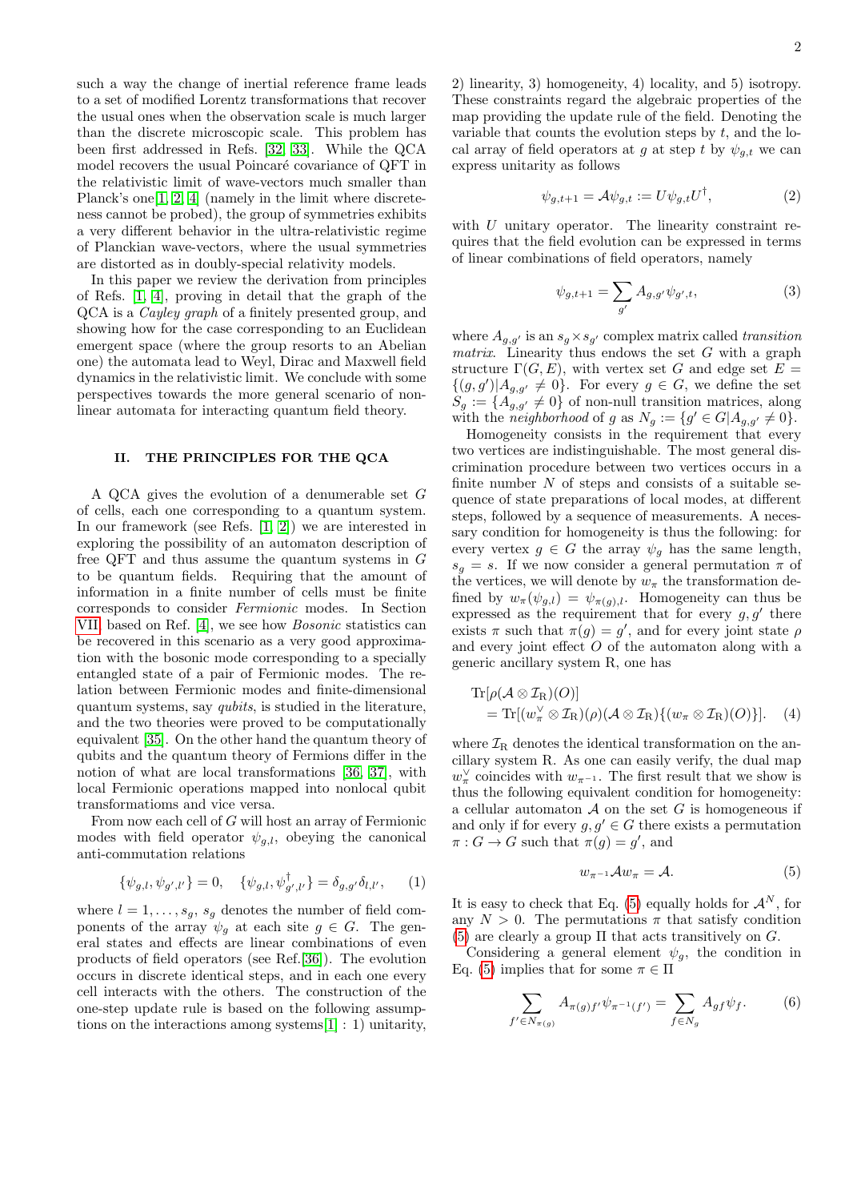such a way the change of inertial reference frame leads to a set of modified Lorentz transformations that recover the usual ones when the observation scale is much larger than the discrete microscopic scale. This problem has been first addressed in Refs. [32, 33]. While the QCA model recovers the usual Poincaré covariance of QFT in the relativistic limit of wave-vectors much smaller than Planck's one[1, 2, 4] (namely in the limit where discreteness cannot be probed), the group of symmetries exhibits a very different behavior in the ultra-relativistic regime of Planckian wave-vectors, where the usual symmetries are distorted as in doubly-special relativity models.

In this paper we review the derivation from principles of Refs. [1, 4], proving in detail that the graph of the QCA is a *Cayley graph* of a finitely presented group, and showing how for the case corresponding to an Euclidean emergent space (where the group resorts to an Abelian one) the automata lead to Weyl, Dirac and Maxwell field dynamics in the relativistic limit. We conclude with some perspectives towards the more general scenario of non-linear automata for interacting quantum field theory.

## II. THE PRINCIPLES FOR THE QCA

A QCA gives the evolution of a denumerable set $G$ of cells, each one corresponding to a quantum system. In our framework (see Refs. [1, 2]) we are interested in exploring the possibility of an automaton description of free QFT and thus assume the quantum systems in $G$ to be quantum fields. Requiring that the amount of information in a finite number of cells must be finite corresponds to consider *Fermionic* modes. In Section VII, based on Ref. [4], we see how *Bosonic* statistics can be recovered in this scenario as a very good approximation with the bosonic mode corresponding to a specially entangled state of a pair of Fermionic modes. The relation between Fermionic modes and finite-dimensional quantum systems, say *qubits*, is studied in the literature, and the two theories were proved to be computationally equivalent [35]. On the other hand the quantum theory of qubits and the quantum theory of Fermions differ in the notion of what are local transformations [36, 37], with local Fermionic operations mapped into nonlocal qubit transformatioms and vice versa.

From now each cell of $G$ will host an array of Fermionic modes with field operator $\psi_{g,l}$, obeying the canonical anti-commutation relations

$$\{\psi_{g,l}, \psi_{g',l'}\} = 0, \quad \{\psi_{g,l}, \psi^{\dagger}_{g',l'}\} = \delta_{g,g'}\delta_{l,l'}, \qquad (1)$$

where $l = 1, \ldots, s_g$, $s_g$ denotes the number of field components of the array $\psi_g$ at each site $g \in G$. The general states and effects are linear combinations of even products of field operators (see Ref.[36]). The evolution occurs in discrete identical steps, and in each one every cell interacts with the others. The construction of the one-step update rule is based on the following assumptions on the interactions among systems[1] : 1) unitarity, 2) linearity, 3) homogeneity, 4) locality, and 5) isotropy. These constraints regard the algebraic properties of the map providing the update rule of the field. Denoting the variable that counts the evolution steps by $t$, and the local array of field operators at $g$ at step $t$ by $\psi_{g,t}$ we can express unitarity as follows

$$\psi_{g,t+1} = \mathcal{A}\psi_{g,t} := U\psi_{g,t}U^{\dagger}, \qquad (2)$$

with $U$ unitary operator. The linearity constraint requires that the field evolution can be expressed in terms of linear combinations of field operators, namely

$$\psi_{g,t+1} = \sum_{g'} A_{g,g'}\psi_{g',t}, \qquad (3)$$

where $A_{g,g'}$ is an $s_g \times s_{g'}$ complex matrix called *transition matrix*. Linearity thus endows the set $G$ with a graph structure $\Gamma(G,E)$, with vertex set $G$ and edge set $E = \{(g,g')|A_{g,g'} \neq 0\}$. For every $g \in G$, we define the set $S_g := \{A_{g,g'} \neq 0\}$ of non-null transition matrices, along with the *neighborhood* of $g$ as $N_g := \{g' \in G | A_{g,g'} \neq 0\}$.

Homogeneity consists in the requirement that every two vertices are indistinguishable. The most general discrimination procedure between two vertices occurs in a finite number $N$ of steps and consists of a suitable sequence of state preparations of local modes, at different steps, followed by a sequence of measurements. A necessary condition for homogeneity is thus the following: for every vertex $g \in G$ the array $\psi_g$ has the same length, $s_g = s$. If we now consider a general permutation $\pi$ of the vertices, we will denote by $w_\pi$ the transformation defined by $w_\pi(\psi_{g,l}) = \psi_{\pi(g),l}$. Homogeneity can thus be expressed as the requirement that for every $g, g'$ there exists $\pi$ such that $\pi(g) = g'$, and for every joint state $\rho$ and every joint effect $O$ of the automaton along with a generic ancillary system R, one has

$$\begin{aligned}&\mathrm{Tr}[\rho(\mathcal{A} \otimes \mathcal{I}_{\mathrm{R}})(O)] \\ &\quad = \mathrm{Tr}[(w_\pi^{\vee} \otimes \mathcal{I}_{\mathrm{R}})(\rho)(\mathcal{A} \otimes \mathcal{I}_{\mathrm{R}})\{(w_\pi \otimes \mathcal{I}_{\mathrm{R}})(O)\}]. \end{aligned} \qquad (4)$$

where $\mathcal{I}_{\mathrm{R}}$ denotes the identical transformation on the ancillary system R. As one can easily verify, the dual map $w_\pi^{\vee}$ coincides with $w_{\pi^{-1}}$. The first result that we show is thus the following equivalent condition for homogeneity: a cellular automaton $\mathcal{A}$ on the set $G$ is homogeneous if and only if for every $g, g' \in G$ there exists a permutation $\pi : G \to G$ such that $\pi(g) = g'$, and

$$w_{\pi^{-1}}\mathcal{A}w_\pi = \mathcal{A}. \qquad (5)$$

It is easy to check that Eq. (5) equally holds for $\mathcal{A}^N$, for any $N > 0$. The permutations $\pi$ that satisfy condition (5) are clearly a group $\Pi$ that acts transitively on $G$.

Considering a general element $\psi_g$, the condition in Eq. (5) implies that for some $\pi \in \Pi$

$$\sum_{f' \in N_{\pi(g)}} A_{\pi(g)f'}\psi_{\pi^{-1}(f')} = \sum_{f \in N_g} A_{gf}\psi_f. \qquad (6)$$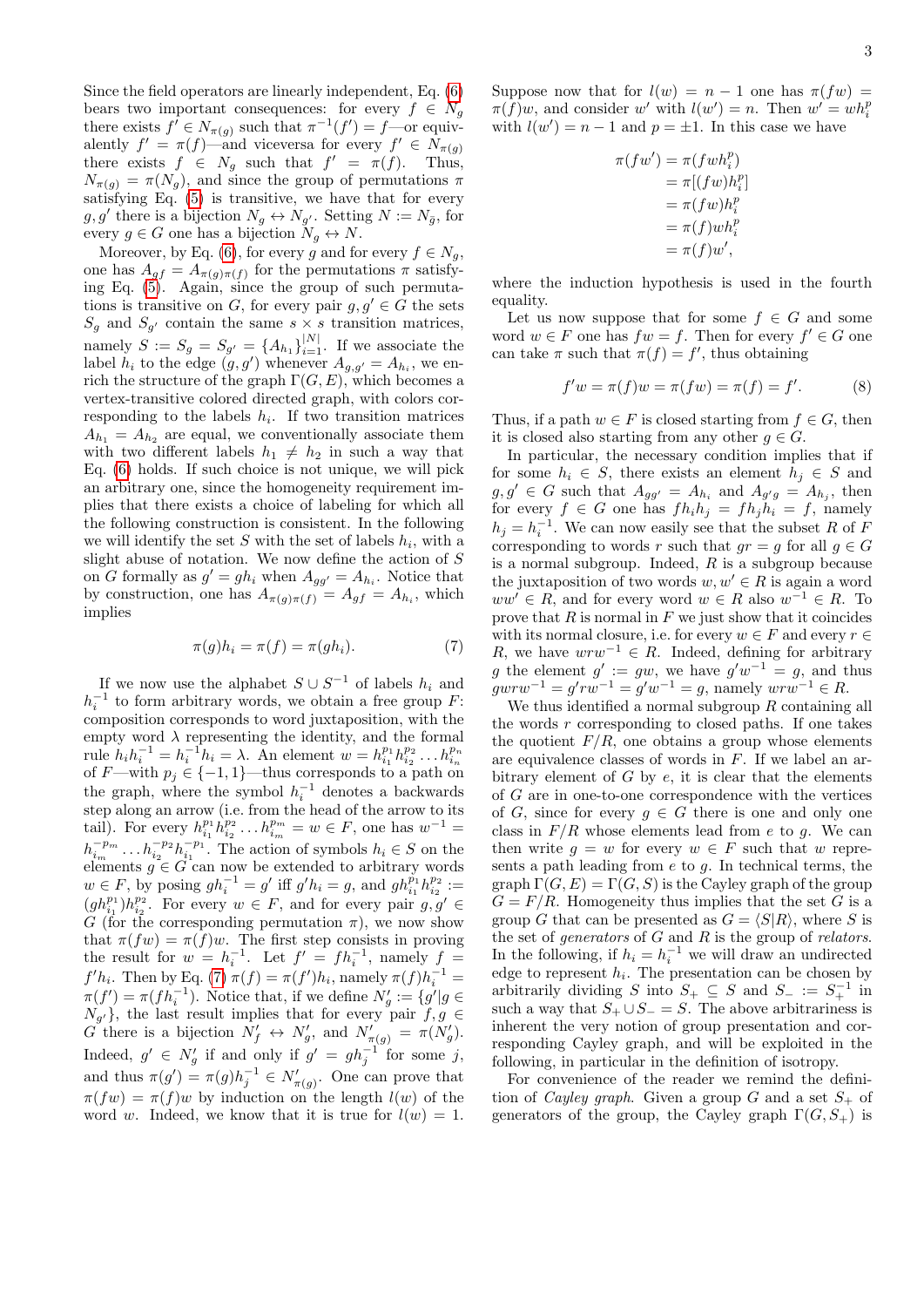Since the field operators are linearly independent, Eq. (6) bears two important consequences: for every $f \in N_g$ there exists $f' \in N_{\pi(g)}$ such that $\pi^{-1}(f') = f$—or equivalently $f' = \pi(f)$—and viceversa for every $f' \in N_{\pi(g)}$ there exists $f \in N_g$ such that $f' = \pi(f)$. Thus, $N_{\pi(g)} = \pi(N_g)$, and since the group of permutations $\pi$ satisfying Eq. (5) is transitive, we have that for every $g, g'$ there is a bijection $N_g \leftrightarrow N_{g'}$. Setting $N := N_{\bar{g}}$, for every $g \in G$ one has a bijection $N_g \leftrightarrow N$.

Moreover, by Eq. (6), for every $g$ and for every $f \in N_g$, one has $A_{gf} = A_{\pi(g)\pi(f)}$ for the permutations $\pi$ satisfying Eq. (5). Again, since the group of such permutations is transitive on $G$, for every pair $g, g' \in G$ the sets $S_g$ and $S_{g'}$ contain the same $s \times s$ transition matrices, namely $S := S_g = S_{g'} = \{A_{h_1}\}_{i=1}^{|N|}$. If we associate the label $h_i$ to the edge $(g, g')$ whenever $A_{g,g'} = A_{h_i}$, we enrich the structure of the graph $\Gamma(G, E)$, which becomes a vertex-transitive colored directed graph, with colors corresponding to the labels $h_i$. If two transition matrices $A_{h_1} = A_{h_2}$ are equal, we conventionally associate them with two different labels $h_1 \neq h_2$ in such a way that Eq. (6) holds. If such choice is not unique, we will pick an arbitrary one, since the homogeneity requirement implies that there exists a choice of labeling for which all the following construction is consistent. In the following we will identify the set $S$ with the set of labels $h_i$, with a slight abuse of notation. We now define the action of $S$ on $G$ formally as $g' = gh_i$ when $A_{gg'} = A_{h_i}$. Notice that by construction, one has $A_{\pi(g)\pi(f)} = A_{gf} = A_{h_i}$, which implies

$$\pi(g)h_i = \pi(f) = \pi(gh_i). \tag{7}$$

If we now use the alphabet $S \cup S^{-1}$ of labels $h_i$ and $h_i^{-1}$ to form arbitrary words, we obtain a free group $F$: composition corresponds to word juxtaposition, with the empty word $\lambda$ representing the identity, and the formal rule $h_i h_i^{-1} = h_i^{-1} h_i = \lambda$. An element $w = h_{i_1}^{p_1} h_{i_2}^{p_2} \ldots h_{i_n}^{p_n}$ of $F$—with $p_j \in \{-1, 1\}$—thus corresponds to a path on the graph, where the symbol $h_i^{-1}$ denotes a backwards step along an arrow (i.e. from the head of the arrow to its tail). For every $h_{i_1}^{p_1} h_{i_2}^{p_2} \ldots h_{i_m}^{p_m} = w \in F$, one has $w^{-1} = h_{i_m}^{-p_m} \ldots h_{i_2}^{-p_2} h_{i_1}^{-p_1}$. The action of symbols $h_i \in S$ on the elements $g \in G$ can now be extended to arbitrary words $w \in F$, by posing $gh_i^{-1} = g'$ iff $g' h_i = g$, and $gh_{i_1}^{p_1} h_{i_2}^{p_2} := (gh_{i_1}^{p_1})h_{i_2}^{p_2}$. For every $w \in F$, and for every pair $g, g' \in G$ (for the corresponding permutation $\pi$), we now show that $\pi(fw) = \pi(f)w$. The first step consists in proving the result for $w = h_i^{-1}$. Let $f' = fh_i^{-1}$, namely $f = f'h_i$. Then by Eq. (7) $\pi(f) = \pi(f')h_i$, namely $\pi(f)h_i^{-1} = \pi(f') = \pi(fh_i^{-1})$. Notice that, if we define $N'_g := \{g' | g \in N_{g'}\}$, the last result implies that for every pair $f, g \in G$ there is a bijection $N'_f \leftrightarrow N'_g$, and $N'_{\pi(g)} = \pi(N'_g)$. Indeed, $g' \in N'_g$ if and only if $g' = gh_j^{-1}$ for some $j$, and thus $\pi(g') = \pi(g)h_j^{-1} \in N'_{\pi(g)}$. One can prove that $\pi(fw) = \pi(f)w$ by induction on the length $l(w)$ of the word $w$. Indeed, we know that it is true for $l(w) = 1$. Suppose now that for $l(w) = n - 1$ one has $\pi(fw) = \pi(f)w$, and consider $w'$ with $l(w') = n$. Then $w' = wh_i^p$ with $l(w') = n - 1$ and $p = \pm 1$. In this case we have

$$\begin{aligned}
\pi(fw') &= \pi(fwh_i^p) \\
&= \pi[(fw)h_i^p] \\
&= \pi(fw)h_i^p \\
&= \pi(f)wh_i^p \\
&= \pi(f)w',
\end{aligned}$$

where the induction hypothesis is used in the fourth equality.

Let us now suppose that for some $f \in G$ and some word $w \in F$ one has $fw = f$. Then for every $f' \in G$ one can take $\pi$ such that $\pi(f) = f'$, thus obtaining

$$f'w = \pi(f)w = \pi(fw) = \pi(f) = f'. \tag{8}$$

Thus, if a path $w \in F$ is closed starting from $f \in G$, then it is closed also starting from any other $g \in G$.

In particular, the necessary condition implies that if for some $h_i \in S$, there exists an element $h_j \in S$ and $g, g' \in G$ such that $A_{gg'} = A_{h_i}$ and $A_{g'g} = A_{h_j}$, then for every $f \in G$ one has $fh_ih_j = fh_jh_i = f$, namely $h_j = h_i^{-1}$. We can now easily see that the subset $R$ of $F$ corresponding to words $r$ such that $gr = g$ for all $g \in G$ is a normal subgroup. Indeed, $R$ is a subgroup because the juxtaposition of two words $w, w' \in R$ is again a word $ww' \in R$, and for every word $w \in R$ also $w^{-1} \in R$. To prove that $R$ is normal in $F$ we just show that it coincides with its normal closure, i.e. for every $w \in F$ and every $r \in R$, we have $wrw^{-1} \in R$. Indeed, defining for arbitrary $g$ the element $g' := gw$, we have $g'w^{-1} = g$, and thus $gwrw^{-1} = g'rw^{-1} = g'w^{-1} = g$, namely $wrw^{-1} \in R$.

We thus identified a normal subgroup $R$ containing all the words $r$ corresponding to closed paths. If one takes the quotient $F/R$, one obtains a group whose elements are equivalence classes of words in $F$. If we label an arbitrary element of $G$ by $e$, it is clear that the elements of $G$ are in one-to-one correspondence with the vertices of $G$, since for every $g \in G$ there is one and only one class in $F/R$ whose elements lead from $e$ to $g$. We can then write $g = w$ for every $w \in F$ such that $w$ represents a path leading from $e$ to $g$. In technical terms, the graph $\Gamma(G, E) = \Gamma(G, S)$ is the Cayley graph of the group $G = F/R$. Homogeneity thus implies that the set $G$ is a group $G$ that can be presented as $G = \langle S|R \rangle$, where $S$ is the set of *generators* of $G$ and $R$ is the group of *relators*. In the following, if $h_i = h_i^{-1}$ we will draw an undirected edge to represent $h_i$. The presentation can be chosen by arbitrarily dividing $S$ into $S_+ \subseteq S$ and $S_- := S_+^{-1}$ in such a way that $S_+ \cup S_- = S$. The above arbitrariness is inherent the very notion of group presentation and corresponding Cayley graph, and will be exploited in the following, in particular in the definition of isotropy.

For convenience of the reader we remind the definition of *Cayley graph*. Given a group $G$ and a set $S_+$ of generators of the group, the Cayley graph $\Gamma(G, S_+)$ is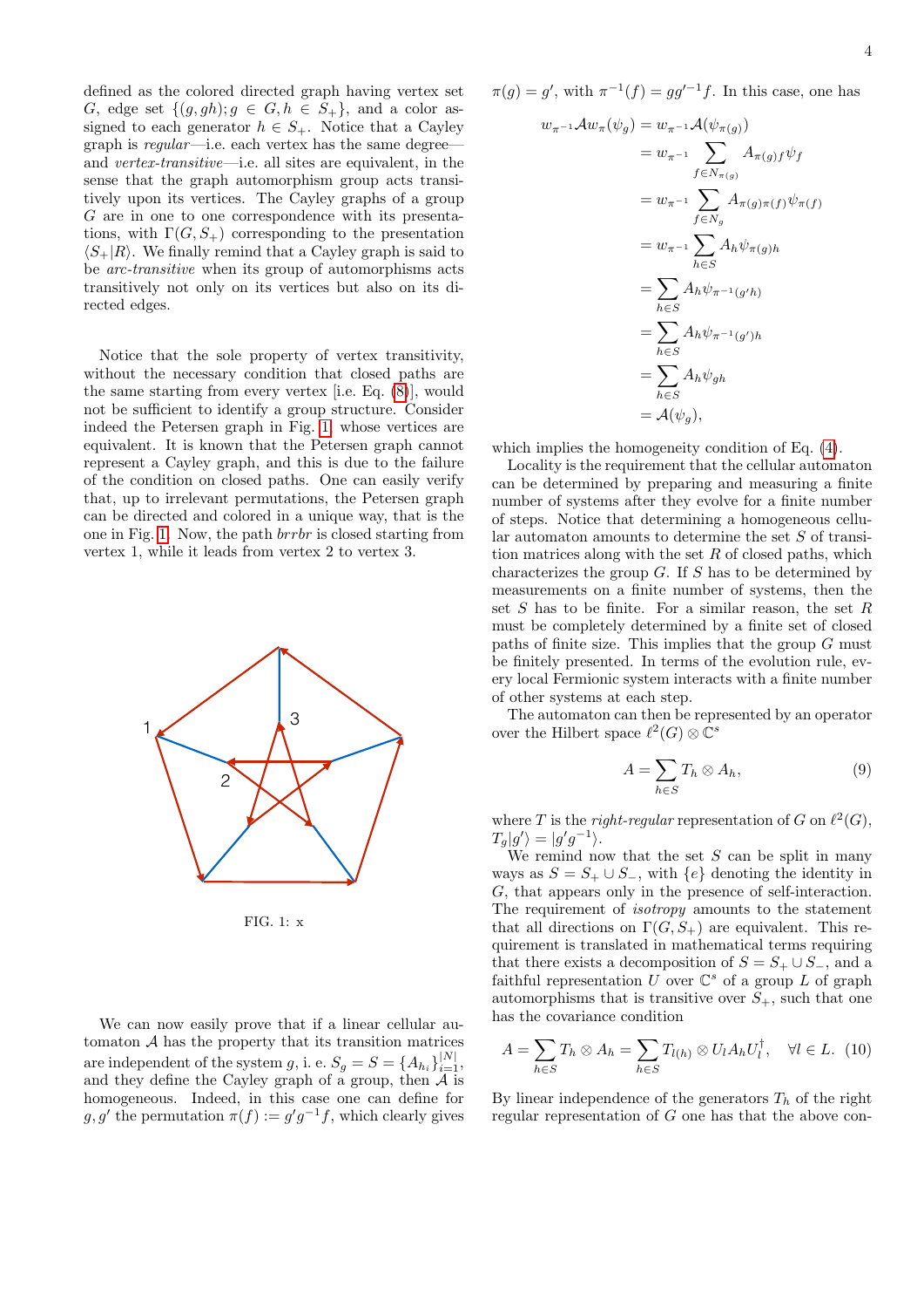defined as the colored directed graph having vertex set $G$, edge set $\{(g, gh); g \in G, h \in S_+\}$, and a color assigned to each generator $h \in S_+$. Notice that a Cayley graph is *regular*—i.e. each vertex has the same degree—and *vertex-transitive*—i.e. all sites are equivalent, in the sense that the graph automorphism group acts transitively upon its vertices. The Cayley graphs of a group $G$ are in one to one correspondence with its presentations, with $\Gamma(G, S_+)$ corresponding to the presentation $\langle S_+|R\rangle$. We finally remind that a Cayley graph is said to be *arc-transitive* when its group of automorphisms acts transitively not only on its vertices but also on its directed edges.

Notice that the sole property of vertex transitivity, without the necessary condition that closed paths are the same starting from every vertex [i.e. Eq. (8)], would not be sufficient to identify a group structure. Consider indeed the Petersen graph in Fig. 1 whose vertices are equivalent. It is known that the Petersen graph cannot represent a Cayley graph, and this is due to the failure of the condition on closed paths. One can easily verify that, up to irrelevant permutations, the Petersen graph can be directed and colored in a unique way, that is the one in Fig. 1. Now, the path *brrbr* is closed starting from vertex 1, while it leads from vertex 2 to vertex 3.

FIG. 1: x

We can now easily prove that if a linear cellular automaton $\mathcal{A}$ has the property that its transition matrices are independent of the system $g$, i. e. $S_g = S = \{A_{h_i}\}_{i=1}^{|N|}$, and they define the Cayley graph of a group, then $\mathcal{A}$ is homogeneous. Indeed, in this case one can define for $g, g'$ the permutation $\pi(f) := g'g^{-1}f$, which clearly gives $\pi(g) = g'$, with $\pi^{-1}(f) = gg'^{-1}f$. In this case, one has

$$
\begin{aligned}
w_{\pi^{-1}}\mathcal{A}w_{\pi}(\psi_g) &= w_{\pi^{-1}}\mathcal{A}(\psi_{\pi(g)}) \\
&= w_{\pi^{-1}}\sum_{f\in N_{\pi(g)}} A_{\pi(g)f}\psi_f \\
&= w_{\pi^{-1}}\sum_{f\in N_g} A_{\pi(g)\pi(f)}\psi_{\pi(f)} \\
&= w_{\pi^{-1}}\sum_{h\in S} A_h\psi_{\pi(g)h} \\
&= \sum_{h\in S} A_h\psi_{\pi^{-1}(g'h)} \\
&= \sum_{h\in S} A_h\psi_{\pi^{-1}(g')h} \\
&= \sum_{h\in S} A_h\psi_{gh} \\
&= \mathcal{A}(\psi_g),
\end{aligned}
$$

which implies the homogeneity condition of Eq. (4).

Locality is the requirement that the cellular automaton can be determined by preparing and measuring a finite number of systems after they evolve for a finite number of steps. Notice that determining a homogeneous cellular automaton amounts to determine the set $S$ of transition matrices along with the set $R$ of closed paths, which characterizes the group $G$. If $S$ has to be determined by measurements on a finite number of systems, then the set $S$ has to be finite. For a similar reason, the set $R$ must be completely determined by a finite set of closed paths of finite size. This implies that the group $G$ must be finitely presented. In terms of the evolution rule, every local Fermionic system interacts with a finite number of other systems at each step.

The automaton can then be represented by an operator over the Hilbert space $\ell^2(G)\otimes\mathbb{C}^s$

$$
A = \sum_{h\in S} T_h \otimes A_h, \tag{9}
$$

where $T$ is the *right-regular* representation of $G$ on $\ell^2(G)$, $T_g|g'\rangle = |g'g^{-1}\rangle$.

We remind now that the set $S$ can be split in many ways as $S = S_+ \cup S_-$, with $\{e\}$ denoting the identity in $G$, that appears only in the presence of self-interaction. The requirement of *isotropy* amounts to the statement that all directions on $\Gamma(G, S_+)$ are equivalent. This requirement is translated in mathematical terms requiring that there exists a decomposition of $S = S_+ \cup S_-$, and a faithful representation $U$ over $\mathbb{C}^s$ of a group $L$ of graph automorphisms that is transitive over $S_+$, such that one has the covariance condition

$$
A = \sum_{h\in S} T_h \otimes A_h = \sum_{h\in S} T_{l(h)} \otimes U_l A_h U_l^\dagger, \quad \forall l \in L. \tag{10}
$$

By linear independence of the generators $T_h$ of the right regular representation of $G$ one has that the above con-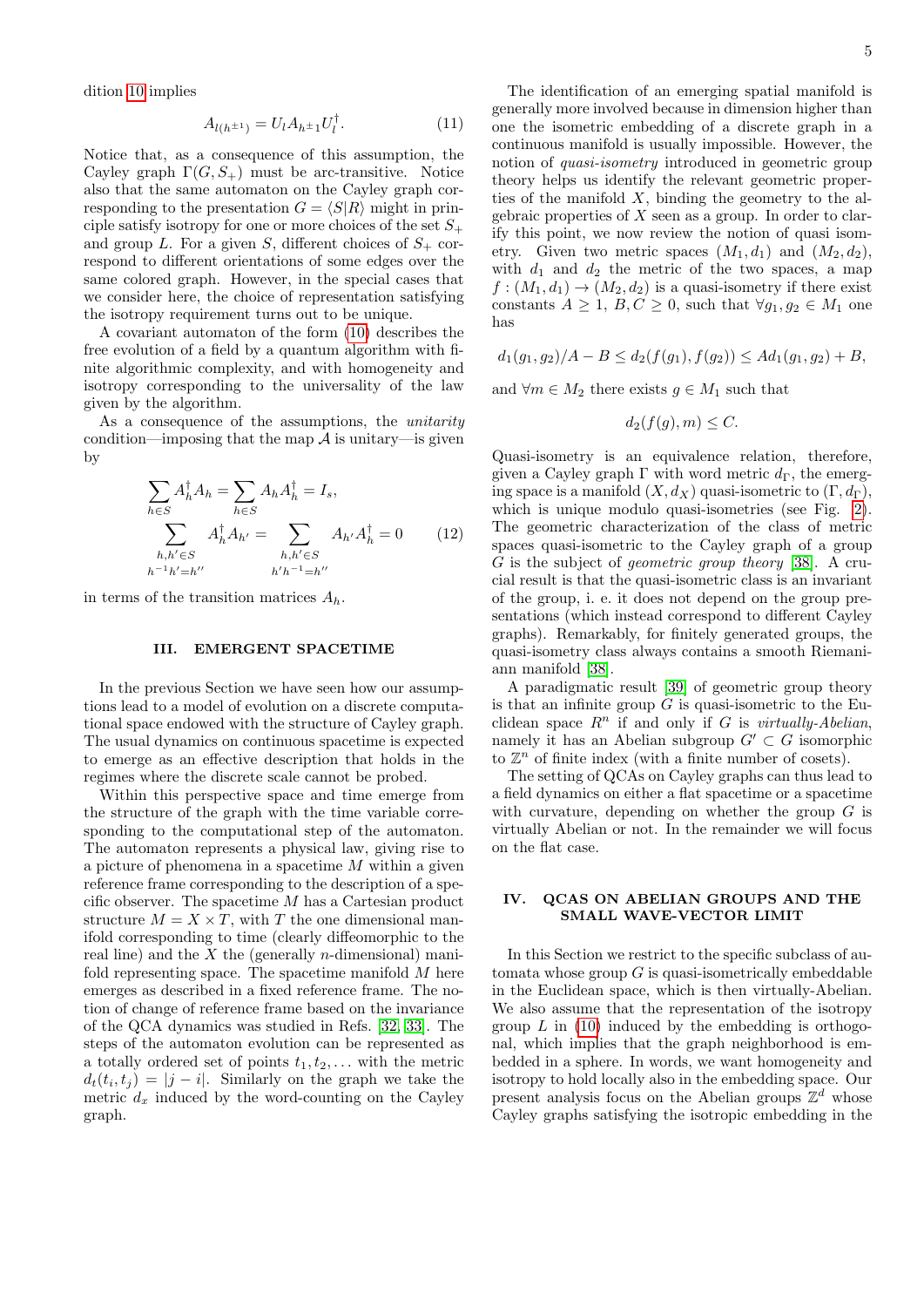dition 10 implies

$$A_{l(h^{\pm 1})} = U_l A_{h^{\pm 1}} U_l^\dagger. \tag{11}$$

Notice that, as a consequence of this assumption, the Cayley graph $\Gamma(G, S_+)$ must be arc-transitive. Notice also that the same automaton on the Cayley graph corresponding to the presentation $G = \langle S|R\rangle$ might in principle satisfy isotropy for one or more choices of the set $S_+$ and group $L$. For a given $S$, different choices of $S_+$ correspond to different orientations of some edges over the same colored graph. However, in the special cases that we consider here, the choice of representation satisfying the isotropy requirement turns out to be unique.

A covariant automaton of the form (10) describes the free evolution of a field by a quantum algorithm with finite algorithmic complexity, and with homogeneity and isotropy corresponding to the universality of the law given by the algorithm.

As a consequence of the assumptions, the *unitarity* condition—imposing that the map $\mathcal{A}$ is unitary—is given by

$$\begin{gathered}\sum_{h\in S} A_h^\dagger A_h = \sum_{h\in S} A_h A_h^\dagger = I_s,\\ \sum_{\substack{h,h'\in S\\ h^{-1}h'=h''}} A_h^\dagger A_{h'} = \sum_{\substack{h,h'\in S\\ h'h^{-1}=h''}} A_{h'} A_h^\dagger = 0\end{gathered} \tag{12}$$

in terms of the transition matrices $A_h$.

## III. EMERGENT SPACETIME

In the previous Section we have seen how our assumptions lead to a model of evolution on a discrete computational space endowed with the structure of Cayley graph. The usual dynamics on continuous spacetime is expected to emerge as an effective description that holds in the regimes where the discrete scale cannot be probed.

Within this perspective space and time emerge from the structure of the graph with the time variable corresponding to the computational step of the automaton. The automaton represents a physical law, giving rise to a picture of phenomena in a spacetime $M$ within a given reference frame corresponding to the description of a specific observer. The spacetime $M$ has a Cartesian product structure $M = X \times T$, with $T$ the one dimensional manifold corresponding to time (clearly diffeomorphic to the real line) and the $X$ the (generally $n$-dimensional) manifold representing space. The spacetime manifold $M$ here emerges as described in a fixed reference frame. The notion of change of reference frame based on the invariance of the QCA dynamics was studied in Refs. [32, 33]. The steps of the automaton evolution can be represented as a totally ordered set of points $t_1, t_2, \ldots$ with the metric $d_t(t_i, t_j) = |j - i|$. Similarly on the graph we take the metric $d_x$ induced by the word-counting on the Cayley graph.

The identification of an emerging spatial manifold is generally more involved because in dimension higher than one the isometric embedding of a discrete graph in a continuous manifold is usually impossible. However, the notion of *quasi-isometry* introduced in geometric group theory helps us identify the relevant geometric properties of the manifold $X$, binding the geometry to the algebraic properties of $X$ seen as a group. In order to clarify this point, we now review the notion of quasi isometry. Given two metric spaces $(M_1, d_1)$ and $(M_2, d_2)$, with $d_1$ and $d_2$ the metric of the two spaces, a map $f : (M_1, d_1) \to (M_2, d_2)$ is a quasi-isometry if there exist constants $A \geq 1$, $B, C \geq 0$, such that $\forall g_1, g_2 \in M_1$ one has

$$d_1(g_1, g_2)/A - B \leq d_2(f(g_1), f(g_2)) \leq A d_1(g_1, g_2) + B,$$

and $\forall m \in M_2$ there exists $g \in M_1$ such that

$$d_2(f(g), m) \leq C.$$

Quasi-isometry is an equivalence relation, therefore, given a Cayley graph $\Gamma$ with word metric $d_\Gamma$, the emerging space is a manifold $(X, d_X)$ quasi-isometric to $(\Gamma, d_\Gamma)$, which is unique modulo quasi-isometries (see Fig. 2). The geometric characterization of the class of metric spaces quasi-isometric to the Cayley graph of a group $G$ is the subject of *geometric group theory* [38]. A crucial result is that the quasi-isometric class is an invariant of the group, i. e. it does not depend on the group presentations (which instead correspond to different Cayley graphs). Remarkably, for finitely generated groups, the quasi-isometry class always contains a smooth Riemaniann manifold [38].

A paradigmatic result [39] of geometric group theory is that an infinite group $G$ is quasi-isometric to the Euclidean space $R^n$ if and only if $G$ is *virtually-Abelian*, namely it has an Abelian subgroup $G' \subset G$ isomorphic to $\mathbb{Z}^n$ of finite index (with a finite number of cosets).

The setting of QCAs on Cayley graphs can thus lead to a field dynamics on either a flat spacetime or a spacetime with curvature, depending on whether the group $G$ is virtually Abelian or not. In the remainder we will focus on the flat case.

## IV. QCAS ON ABELIAN GROUPS AND THE SMALL WAVE-VECTOR LIMIT

In this Section we restrict to the specific subclass of automata whose group $G$ is quasi-isometrically embeddable in the Euclidean space, which is then virtually-Abelian. We also assume that the representation of the isotropy group $L$ in (10) induced by the embedding is orthogonal, which implies that the graph neighborhood is embedded in a sphere. In words, we want homogeneity and isotropy to hold locally also in the embedding space. Our present analysis focus on the Abelian groups $\mathbb{Z}^d$ whose Cayley graphs satisfying the isotropic embedding in the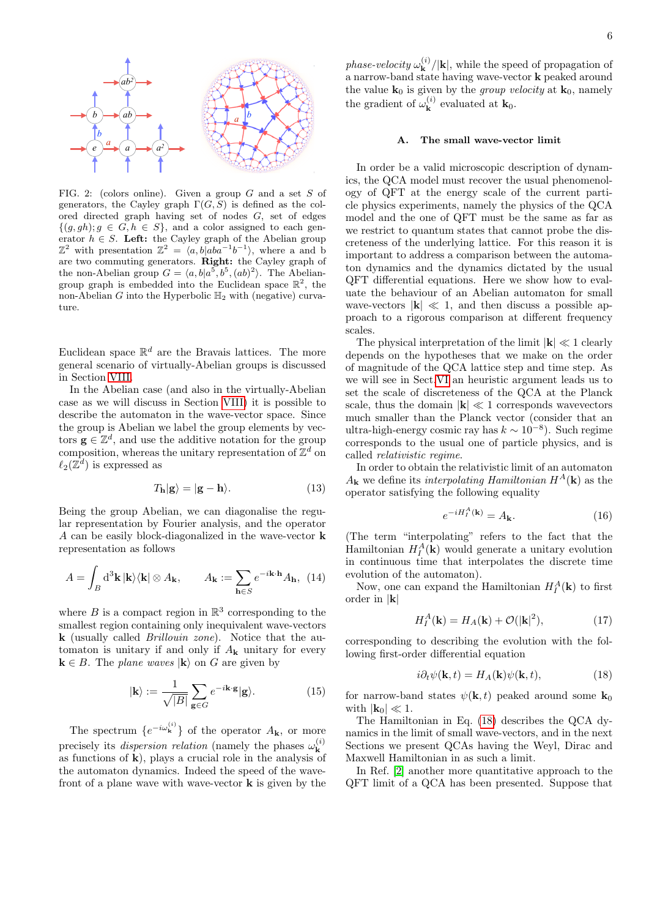FIG. 2: (colors online). Given a group $G$ and a set $S$ of generators, the Cayley graph $\Gamma(G,S)$ is defined as the colored directed graph having set of nodes $G$, set of edges $\{(g,gh); g \in G, h \in S\}$, and a color assigned to each generator $h \in S$. **Left:** the Cayley graph of the Abelian group $\mathbb{Z}^2$ with presentation $\mathbb{Z}^2 = \langle a, b | aba^{-1}b^{-1} \rangle$, where a and b are two commuting generators. **Right:** the Cayley graph of the non-Abelian group $G = \langle a, b | a^5, b^5, (ab)^2 \rangle$. The Abelian-group graph is embedded into the Euclidean space $\mathbb{R}^2$, the non-Abelian $G$ into the Hyperbolic $\mathbb{H}_2$ with (negative) curvature.

Euclidean space $\mathbb{R}^d$ are the Bravais lattices. The more general scenario of virtually-Abelian groups is discussed in Section VIII.

In the Abelian case (and also in the virtually-Abelian case as we will discuss in Section VIII) it is possible to describe the automaton in the wave-vector space. Since the group is Abelian we label the group elements by vectors $\mathbf{g} \in \mathbb{Z}^d$, and use the additive notation for the group composition, whereas the unitary representation of $\mathbb{Z}^d$ on $\ell_2(\mathbb{Z}^d)$ is expressed as

$$T_{\mathbf{h}}|\mathbf{g}\rangle = |\mathbf{g} - \mathbf{h}\rangle. \tag{13}$$

Being the group Abelian, we can diagonalise the regular representation by Fourier analysis, and the operator $A$ can be easily block-diagonalized in the wave-vector $\mathbf{k}$ representation as follows

$$A = \int_B \mathrm{d}^3\mathbf{k}\, |\mathbf{k}\rangle\langle\mathbf{k}| \otimes A_{\mathbf{k}}, \qquad A_{\mathbf{k}} := \sum_{\mathbf{h}\in S} e^{-i\mathbf{k}\cdot\mathbf{h}} A_{\mathbf{h}}, \tag{14}$$

where $B$ is a compact region in $\mathbb{R}^3$ corresponding to the smallest region containing only inequivalent wave-vectors $\mathbf{k}$ (usually called *Brillouin zone*). Notice that the automaton is unitary if and only if $A_{\mathbf{k}}$ unitary for every $\mathbf{k} \in B$. The *plane waves* $|\mathbf{k}\rangle$ on $G$ are given by

$$|\mathbf{k}\rangle := \frac{1}{\sqrt{|B|}} \sum_{\mathbf{g}\in G} e^{-i\mathbf{k}\cdot\mathbf{g}} |\mathbf{g}\rangle. \tag{15}$$

The spectrum $\{e^{-i\omega^{(i)}_{\mathbf{k}}}\}$ of the operator $A_{\mathbf{k}}$, or more precisely its *dispersion relation* (namely the phases $\omega^{(i)}_{\mathbf{k}}$ as functions of $\mathbf{k}$), plays a crucial role in the analysis of the automaton dynamics. Indeed the speed of the wavefront of a plane wave with wave-vector $\mathbf{k}$ is given by the *phase-velocity* $\omega^{(i)}_{\mathbf{k}}/|\mathbf{k}|$, while the speed of propagation of a narrow-band state having wave-vector $\mathbf{k}$ peaked around the value $\mathbf{k}_0$ is given by the *group velocity* at $\mathbf{k}_0$, namely the gradient of $\omega^{(i)}_{\mathbf{k}}$ evaluated at $\mathbf{k}_0$.

## A. The small wave-vector limit

In order be a valid microscopic description of dynamics, the QCA model must recover the usual phenomenology of QFT at the energy scale of the current particle physics experiments, namely the physics of the QCA model and the one of QFT must be the same as far as we restrict to quantum states that cannot probe the discreteness of the underlying lattice. For this reason it is important to address a comparison between the automaton dynamics and the dynamics dictated by the usual QFT differential equations. Here we show how to evaluate the behaviour of an Abelian automaton for small wave-vectors $|\mathbf{k}| \ll 1$, and then discuss a possible approach to a rigorous comparison at different frequency scales.

The physical interpretation of the limit $|\mathbf{k}| \ll 1$ clearly depends on the hypotheses that we make on the order of magnitude of the QCA lattice step and time step. As we will see in Sect.VI an heuristic argument leads us to set the scale of discreteness of the QCA at the Planck scale, thus the domain $|\mathbf{k}| \ll 1$ corresponds wavevectors much smaller than the Planck vector (consider that an ultra-high-energy cosmic ray has $k \sim 10^{-8}$). Such regime corresponds to the usual one of particle physics, and is called *relativistic regime*.

In order to obtain the relativistic limit of an automaton $A_{\mathbf{k}}$ we define its *interpolating Hamiltonian* $H^A(\mathbf{k})$ as the operator satisfying the following equality

$$e^{-iH^A_I(\mathbf{k})} = A_{\mathbf{k}}. \tag{16}$$

(The term "interpolating" refers to the fact that the Hamiltonian $H^A_I(\mathbf{k})$ would generate a unitary evolution in continuous time that interpolates the discrete time evolution of the automaton).

Now, one can expand the Hamiltonian $H^A_I(\mathbf{k})$ to first order in $|\mathbf{k}|$

$$H^A_I(\mathbf{k}) = H_A(\mathbf{k}) + \mathcal{O}(|\mathbf{k}|^2), \tag{17}$$

corresponding to describing the evolution with the following first-order differential equation

$$i\partial_t \psi(\mathbf{k}, t) = H_A(\mathbf{k}) \psi(\mathbf{k}, t), \tag{18}$$

for narrow-band states $\psi(\mathbf{k}, t)$ peaked around some $\mathbf{k}_0$ with $|\mathbf{k}_0| \ll 1$.

The Hamiltonian in Eq. (18) describes the QCA dynamics in the limit of small wave-vectors, and in the next Sections we present QCAs having the Weyl, Dirac and Maxwell Hamiltonian in as such a limit.

In Ref. [2] another more quantitative approach to the QFT limit of a QCA has been presented. Suppose that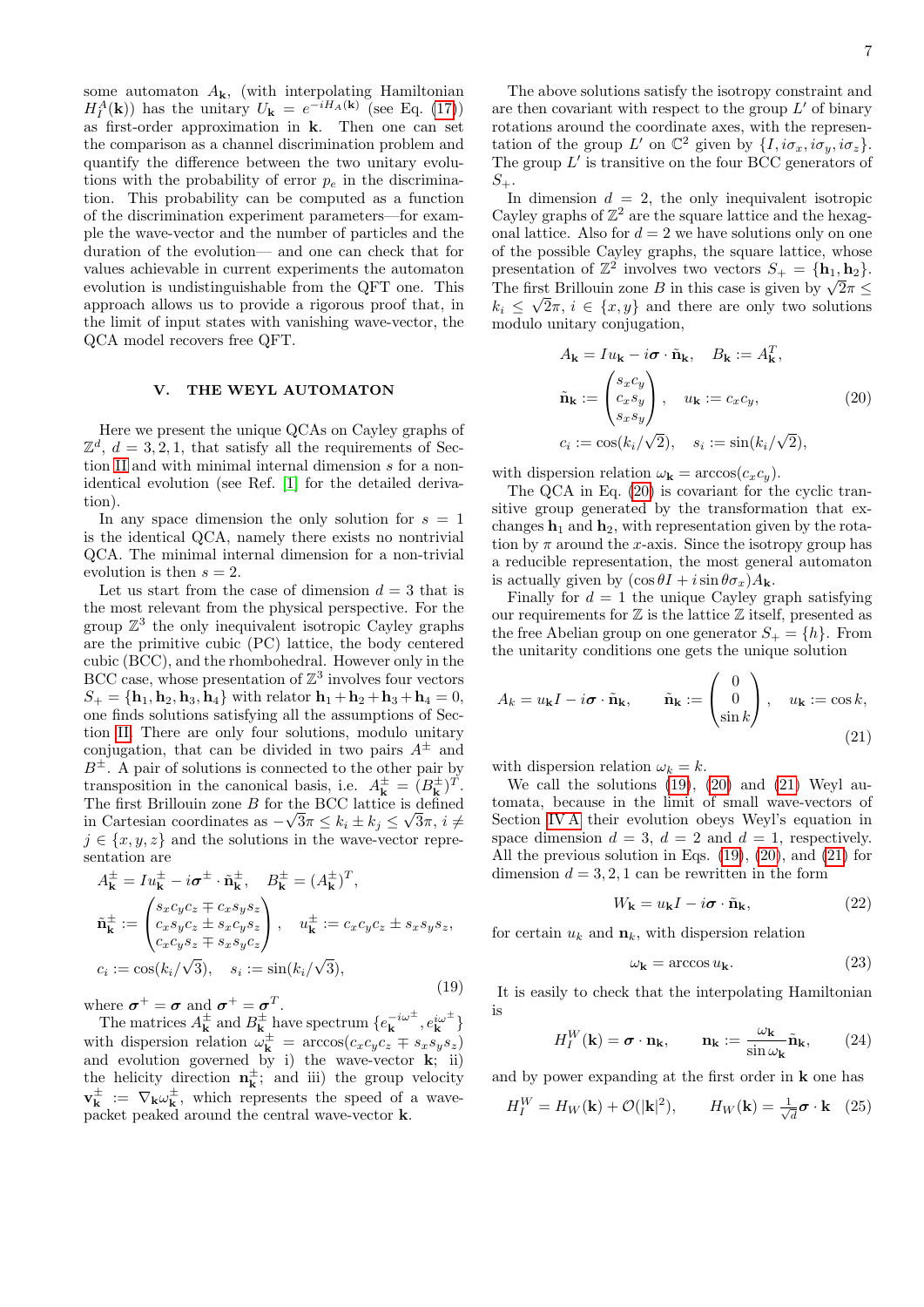some automaton $A_{\mathbf{k}}$, (with interpolating Hamiltonian $H_I^A(\mathbf{k})$) has the unitary $U_{\mathbf{k}} = e^{-iH_A(\mathbf{k})}$ (see Eq. (17)) as first-order approximation in $\mathbf{k}$. Then one can set the comparison as a channel discrimination problem and quantify the difference between the two unitary evolutions with the probability of error $p_e$ in the discrimination. This probability can be computed as a function of the discrimination experiment parameters—for example the wave-vector and the number of particles and the duration of the evolution— and one can check that for values achievable in current experiments the automaton evolution is undistinguishable from the QFT one. This approach allows us to provide a rigorous proof that, in the limit of input states with vanishing wave-vector, the QCA model recovers free QFT.

## V. THE WEYL AUTOMATON

Here we present the unique QCAs on Cayley graphs of $\mathbb{Z}^d$, $d = 3, 2, 1$, that satisfy all the requirements of Section II and with minimal internal dimension $s$ for a non-identical evolution (see Ref. [1] for the detailed derivation).

In any space dimension the only solution for $s = 1$ is the identical QCA, namely there exists no nontrivial QCA. The minimal internal dimension for a non-trivial evolution is then $s = 2$.

Let us start from the case of dimension $d = 3$ that is the most relevant from the physical perspective. For the group $\mathbb{Z}^3$ the only inequivalent isotropic Cayley graphs are the primitive cubic (PC) lattice, the body centered cubic (BCC), and the rhombohedral. However only in the BCC case, whose presentation of $\mathbb{Z}^3$ involves four vectors $S_+ = \{\mathbf{h}_1, \mathbf{h}_2, \mathbf{h}_3, \mathbf{h}_4\}$ with relator $\mathbf{h}_1 + \mathbf{h}_2 + \mathbf{h}_3 + \mathbf{h}_4 = 0$, one finds solutions satisfying all the assumptions of Section II. There are only four solutions, modulo unitary conjugation, that can be divided in two pairs $A^\pm$ and $B^\pm$. A pair of solutions is connected to the other pair by transposition in the canonical basis, i.e. $A^\pm_{\mathbf{k}} = (B^\pm_{\mathbf{k}})^T$. The first Brillouin zone $B$ for the BCC lattice is defined in Cartesian coordinates as $-\sqrt{3}\pi \le k_i \pm k_j \le \sqrt{3}\pi$, $i \neq j \in \{x, y, z\}$ and the solutions in the wave-vector representation are

$$
\begin{aligned}
&A^\pm_{\mathbf{k}} = I u^\pm_{\mathbf{k}} - i\boldsymbol{\sigma}^\pm \cdot \tilde{\mathbf{n}}^\pm_{\mathbf{k}}, \quad B^\pm_{\mathbf{k}} = (A^\pm_{\mathbf{k}})^T, \\
&\tilde{\mathbf{n}}^\pm_{\mathbf{k}} := \begin{pmatrix} s_x c_y c_z \mp c_x s_y s_z \\ c_x s_y c_z \pm s_x c_y s_z \\ c_x c_y s_z \mp s_x s_y c_z \end{pmatrix}, \quad u^\pm_{\mathbf{k}} := c_x c_y c_z \pm s_x s_y s_z, \\
&c_i := \cos(k_i/\sqrt{3}), \quad s_i := \sin(k_i/\sqrt{3}),
\end{aligned}
\tag{19}
$$

where $\boldsymbol{\sigma}^+ = \boldsymbol{\sigma}$ and $\boldsymbol{\sigma}^+ = \boldsymbol{\sigma}^T$.

The matrices $A^\pm_{\mathbf{k}}$ and $B^\pm_{\mathbf{k}}$ have spectrum $\{e^{-i\omega^\pm_{\mathbf{k}}}, e^{i\omega^\pm_{\mathbf{k}}}\}$ with dispersion relation $\omega^\pm_{\mathbf{k}} = \arccos(c_x c_y c_z \mp s_x s_y s_z)$ and evolution governed by i) the wave-vector $\mathbf{k}$; ii) the helicity direction $\mathbf{n}^\pm_{\mathbf{k}}$; and iii) the group velocity $\mathbf{v}^\pm_{\mathbf{k}} := \nabla_{\mathbf{k}} \omega^\pm_{\mathbf{k}}$, which represents the speed of a wave-packet peaked around the central wave-vector $\mathbf{k}$.

The above solutions satisfy the isotropy constraint and are then covariant with respect to the group $L'$ of binary rotations around the coordinate axes, with the representation of the group $L'$ on $\mathbb{C}^2$ given by $\{I, i\sigma_x, i\sigma_y, i\sigma_z\}$. The group $L'$ is transitive on the four BCC generators of $S_+$.

In dimension $d = 2$, the only inequivalent isotropic Cayley graphs of $\mathbb{Z}^2$ are the square lattice and the hexagonal lattice. Also for $d = 2$ we have solutions only on one of the possible Cayley graphs, the square lattice, whose presentation of $\mathbb{Z}^2$ involves two vectors $S_+ = \{\mathbf{h}_1, \mathbf{h}_2\}$. The first Brillouin zone $B$ in this case is given by $\sqrt{2}\pi \le k_i \le \sqrt{2}\pi$, $i \in \{x, y\}$ and there are only two solutions modulo unitary conjugation,

$$
\begin{aligned}
&A_{\mathbf{k}} = I u_{\mathbf{k}} - i\boldsymbol{\sigma} \cdot \tilde{\mathbf{n}}_{\mathbf{k}}, \quad B_{\mathbf{k}} := A^T_{\mathbf{k}}, \\
&\tilde{\mathbf{n}}_{\mathbf{k}} := \begin{pmatrix} s_x c_y \\ c_x s_y \\ s_x s_y \end{pmatrix}, \quad u_{\mathbf{k}} := c_x c_y, \\
&c_i := \cos(k_i/\sqrt{2}), \quad s_i := \sin(k_i/\sqrt{2}),
\end{aligned}
\tag{20}
$$

with dispersion relation $\omega_{\mathbf{k}} = \arccos(c_x c_y)$.

The QCA in Eq. (20) is covariant for the cyclic transitive group generated by the transformation that exchanges $\mathbf{h}_1$ and $\mathbf{h}_2$, with representation given by the rotation by $\pi$ around the $x$-axis. Since the isotropy group has a reducible representation, the most general automaton is actually given by $(\cos\theta I + i\sin\theta\sigma_x)A_{\mathbf{k}}$.

Finally for $d = 1$ the unique Cayley graph satisfying our requirements for $\mathbb{Z}$ is the lattice $\mathbb{Z}$ itself, presented as the free Abelian group on one generator $S_+ = \{h\}$. From the unitarity conditions one gets the unique solution

$$
A_k = u_{\mathbf{k}} I - i\boldsymbol{\sigma} \cdot \tilde{\mathbf{n}}_{\mathbf{k}}, \qquad \tilde{\mathbf{n}}_{\mathbf{k}} := \begin{pmatrix} 0 \\ 0 \\ \sin k \end{pmatrix}, \quad u_{\mathbf{k}} := \cos k,
\tag{21}
$$

with dispersion relation $\omega_k = k$.

We call the solutions (19), (20) and (21) Weyl automata, because in the limit of small wave-vectors of Section IV A their evolution obeys Weyl's equation in space dimension $d = 3$, $d = 2$ and $d = 1$, respectively. All the previous solution in Eqs. (19), (20), and (21) for dimension $d = 3, 2, 1$ can be rewritten in the form

$$
W_{\mathbf{k}} = u_{\mathbf{k}} I - i\boldsymbol{\sigma} \cdot \tilde{\mathbf{n}}_{\mathbf{k}},
\tag{22}
$$

for certain $u_k$ and $\mathbf{n}_k$, with dispersion relation

$$
\omega_{\mathbf{k}} = \arccos u_{\mathbf{k}}.
\tag{23}
$$

It is easily to check that the interpolating Hamiltonian is

$$
H_I^W(\mathbf{k}) = \boldsymbol{\sigma} \cdot \mathbf{n}_{\mathbf{k}}, \qquad \mathbf{n}_{\mathbf{k}} := \frac{\omega_{\mathbf{k}}}{\sin\omega_{\mathbf{k}}} \tilde{\mathbf{n}}_{\mathbf{k}},
\tag{24}
$$

and by power expanding at the first order in $\mathbf{k}$ one has

$$
H_I^W = H_W(\mathbf{k}) + \mathcal{O}(|\mathbf{k}|^2), \qquad H_W(\mathbf{k}) = \tfrac{1}{\sqrt{d}} \boldsymbol{\sigma} \cdot \mathbf{k}
\tag{25}
$$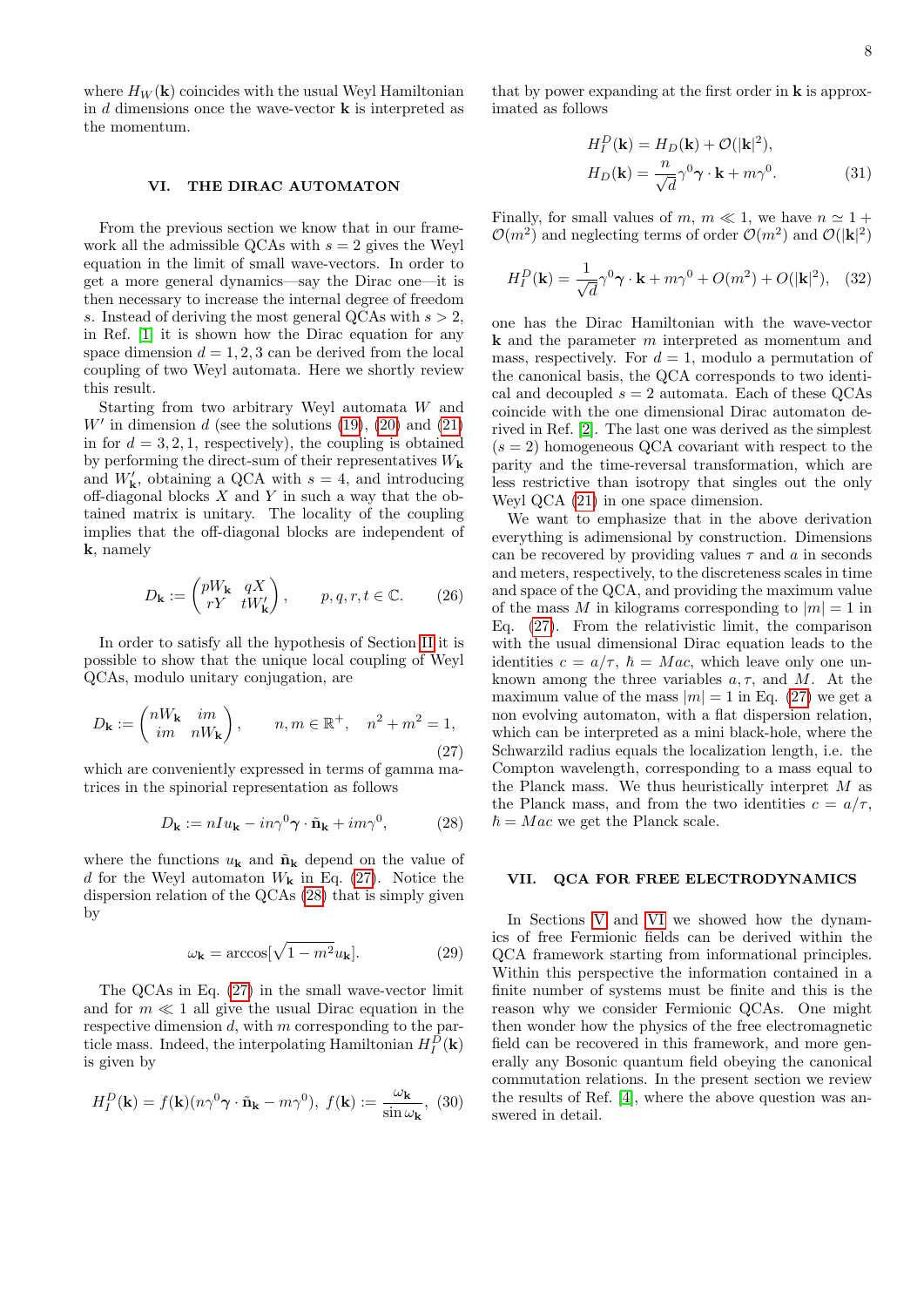where $H_W(\mathbf{k})$ coincides with the usual Weyl Hamiltonian in $d$ dimensions once the wave-vector $\mathbf{k}$ is interpreted as the momentum.

## VI. THE DIRAC AUTOMATON

From the previous section we know that in our framework all the admissible QCAs with $s = 2$ gives the Weyl equation in the limit of small wave-vectors. In order to get a more general dynamics—say the Dirac one—it is then necessary to increase the internal degree of freedom $s$. Instead of deriving the most general QCAs with $s > 2$, in Ref. [1] it is shown how the Dirac equation for any space dimension $d = 1, 2, 3$ can be derived from the local coupling of two Weyl automata. Here we shortly review this result.

Starting from two arbitrary Weyl automata $W$ and $W'$ in dimension $d$ (see the solutions (19), (20) and (21) in for $d = 3, 2, 1$, respectively), the coupling is obtained by performing the direct-sum of their representatives $W_\mathbf{k}$ and $W'_\mathbf{k}$, obtaining a QCA with $s = 4$, and introducing off-diagonal blocks $X$ and $Y$ in such a way that the obtained matrix is unitary. The locality of the coupling implies that the off-diagonal blocks are independent of $\mathbf{k}$, namely

$$D_\mathbf{k} := \begin{pmatrix} pW_\mathbf{k} & qX \\ rY & tW'_\mathbf{k} \end{pmatrix}, \qquad p, q, r, t \in \mathbb{C}. \tag{26}$$

In order to satisfy all the hypothesis of Section II it is possible to show that the unique local coupling of Weyl QCAs, modulo unitary conjugation, are

$$D_\mathbf{k} := \begin{pmatrix} nW_\mathbf{k} & im \\ im & nW_\mathbf{k} \end{pmatrix}, \qquad n, m \in \mathbb{R}^+, \quad n^2 + m^2 = 1, \tag{27}$$

which are conveniently expressed in terms of gamma matrices in the spinorial representation as follows

$$D_\mathbf{k} := nIu_\mathbf{k} - in\gamma^0 \boldsymbol{\gamma} \cdot \tilde{\mathbf{n}}_\mathbf{k} + im\gamma^0, \tag{28}$$

where the functions $u_\mathbf{k}$ and $\tilde{\mathbf{n}}_\mathbf{k}$ depend on the value of $d$ for the Weyl automaton $W_\mathbf{k}$ in Eq. (27). Notice the dispersion relation of the QCAs (28) that is simply given by

$$\omega_\mathbf{k} = \arccos[\sqrt{1 - m^2} u_\mathbf{k}]. \tag{29}$$

The QCAs in Eq. (27) in the small wave-vector limit and for $m \ll 1$ all give the usual Dirac equation in the respective dimension $d$, with $m$ corresponding to the particle mass. Indeed, the interpolating Hamiltonian $H_I^D(\mathbf{k})$ is given by

$$H_I^D(\mathbf{k}) = f(\mathbf{k})(n\gamma^0 \boldsymbol{\gamma} \cdot \tilde{\mathbf{n}}_\mathbf{k} - m\gamma^0), \; f(\mathbf{k}) := \frac{\omega_\mathbf{k}}{\sin \omega_\mathbf{k}}, \tag{30}$$

that by power expanding at the first order in $\mathbf{k}$ is approximated as follows

$$\begin{aligned} H_I^D(\mathbf{k}) &= H_D(\mathbf{k}) + \mathcal{O}(|\mathbf{k}|^2), \\ H_D(\mathbf{k}) &= \frac{n}{\sqrt{d}} \gamma^0 \boldsymbol{\gamma} \cdot \mathbf{k} + m\gamma^0. \end{aligned} \tag{31}$$

Finally, for small values of $m$, $m \ll 1$, we have $n \simeq 1 + \mathcal{O}(m^2)$ and neglecting terms of order $\mathcal{O}(m^2)$ and $\mathcal{O}(|\mathbf{k}|^2)$

$$H_I^D(\mathbf{k}) = \frac{1}{\sqrt{d}} \gamma^0 \boldsymbol{\gamma} \cdot \mathbf{k} + m\gamma^0 + O(m^2) + O(|\mathbf{k}|^2), \tag{32}$$

one has the Dirac Hamiltonian with the wave-vector $\mathbf{k}$ and the parameter $m$ interpreted as momentum and mass, respectively. For $d = 1$, modulo a permutation of the canonical basis, the QCA corresponds to two identical and decoupled $s = 2$ automata. Each of these QCAs coincide with the one dimensional Dirac automaton derived in Ref. [2]. The last one was derived as the simplest ($s = 2$) homogeneous QCA covariant with respect to the parity and the time-reversal transformation, which are less restrictive than isotropy that singles out the only Weyl QCA (21) in one space dimension.

We want to emphasize that in the above derivation everything is adimensional by construction. Dimensions can be recovered by providing values $\tau$ and $a$ in seconds and meters, respectively, to the discreteness scales in time and space of the QCA, and providing the maximum value of the mass $M$ in kilograms corresponding to $|m| = 1$ in Eq. (27). From the relativistic limit, the comparison with the usual dimensional Dirac equation leads to the identities $c = a/\tau$, $\hbar = Mac$, which leave only one unknown among the three variables $a, \tau$, and $M$. At the maximum value of the mass $|m| = 1$ in Eq. (27) we get a non evolving automaton, with a flat dispersion relation, which can be interpreted as a mini black-hole, where the Schwarzild radius equals the localization length, i.e. the Compton wavelength, corresponding to a mass equal to the Planck mass. We thus heuristically interpret $M$ as the Planck mass, and from the two identities $c = a/\tau$, $\hbar = Mac$ we get the Planck scale.

## VII. QCA FOR FREE ELECTRODYNAMICS

In Sections V and VI we showed how the dynamics of free Fermionic fields can be derived within the QCA framework starting from informational principles. Within this perspective the information contained in a finite number of systems must be finite and this is the reason why we consider Fermionic QCAs. One might then wonder how the physics of the free electromagnetic field can be recovered in this framework, and more generally any Bosonic quantum field obeying the canonical commutation relations. In the present section we review the results of Ref. [4], where the above question was answered in detail.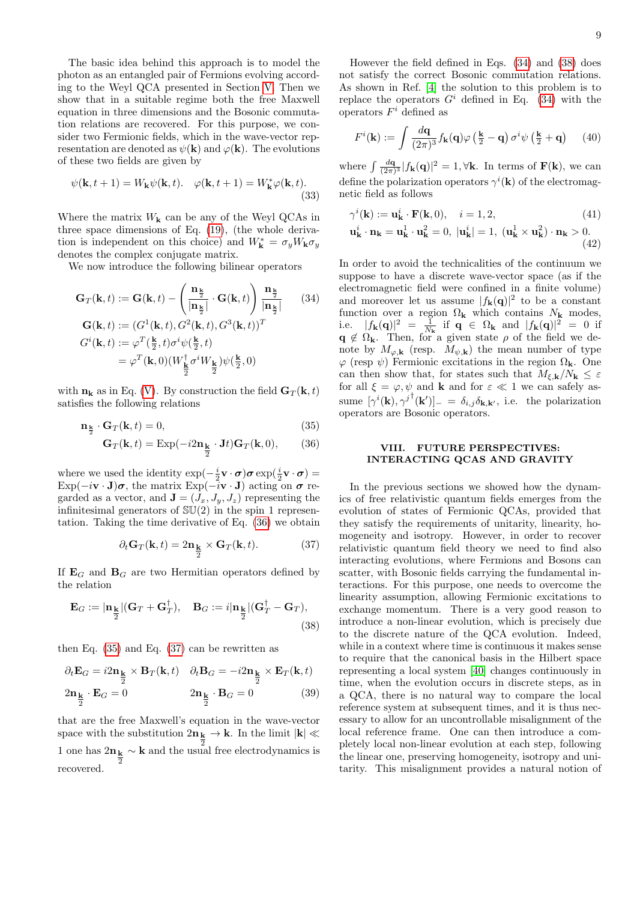The basic idea behind this approach is to model the photon as an entangled pair of Fermions evolving according to the Weyl QCA presented in Section V. Then we show that in a suitable regime both the free Maxwell equation in three dimensions and the Bosonic commutation relations are recovered. For this purpose, we consider two Fermionic fields, which in the wave-vector representation are denoted as $\psi(\mathbf{k})$ and $\varphi(\mathbf{k})$. The evolutions of these two fields are given by

$$\psi(\mathbf{k},t+1) = W_{\mathbf{k}}\psi(\mathbf{k},t). \quad \varphi(\mathbf{k},t+1) = W_{\mathbf{k}}^{*}\varphi(\mathbf{k},t). \tag{33}$$

Where the matrix $W_{\mathbf{k}}$ can be any of the Weyl QCAs in three space dimensions of Eq. (19), (the whole derivation is independent on this choice) and $W_{\mathbf{k}}^{*} = \sigma_y W_{\mathbf{k}} \sigma_y$ denotes the complex conjugate matrix.

We now introduce the following bilinear operators

$$\begin{aligned}
\mathbf{G}_T(\mathbf{k},t) &:= \mathbf{G}(\mathbf{k},t) - \left(\frac{\mathbf{n}_{\frac{\mathbf{k}}{2}}}{|\mathbf{n}_{\frac{\mathbf{k}}{2}}|}\cdot \mathbf{G}(\mathbf{k},t)\right)\frac{\mathbf{n}_{\frac{\mathbf{k}}{2}}}{|\mathbf{n}_{\frac{\mathbf{k}}{2}}|} \\
\mathbf{G}(\mathbf{k},t) &:= (G^1(\mathbf{k},t), G^2(\mathbf{k},t), G^3(\mathbf{k},t))^T \\
G^i(\mathbf{k},t) &:= \varphi^T(\tfrac{\mathbf{k}}{2},t)\sigma^i\psi(\tfrac{\mathbf{k}}{2},t) \\
&= \varphi^T(\mathbf{k},0)(W_{\frac{\mathbf{k}}{2}}^{\dagger}\sigma^i W_{\frac{\mathbf{k}}{2}})\psi(\tfrac{\mathbf{k}}{2},0)
\end{aligned} \tag{34}$$

with $\mathbf{n}_{\mathbf{k}}$ as in Eq. (V). By construction the field $\mathbf{G}_T(\mathbf{k},t)$ satisfies the following relations

$$\mathbf{n}_{\frac{\mathbf{k}}{2}} \cdot \mathbf{G}_T(\mathbf{k},t) = 0, \tag{35}$$

$$\mathbf{G}_T(\mathbf{k},t) = \mathrm{Exp}(-i2\mathbf{n}_{\frac{\mathbf{k}}{2}}\cdot \mathbf{J}t)\mathbf{G}_T(\mathbf{k},0), \tag{36}$$

where we used the identity $\exp(-\frac{i}{2}\mathbf{v}\cdot\boldsymbol{\sigma})\boldsymbol{\sigma}\exp(\frac{i}{2}\mathbf{v}\cdot\boldsymbol{\sigma}) = \mathrm{Exp}(-i\mathbf{v}\cdot\mathbf{J})\boldsymbol{\sigma}$, the matrix $\mathrm{Exp}(-i\mathbf{v}\cdot\mathbf{J})$ acting on $\boldsymbol{\sigma}$ regarded as a vector, and $\mathbf{J} = (J_x, J_y, J_z)$ representing the infinitesimal generators of $\mathbb{SU}(2)$ in the spin 1 representation. Taking the time derivative of Eq. (36) we obtain

$$\partial_t \mathbf{G}_T(\mathbf{k},t) = 2\mathbf{n}_{\frac{\mathbf{k}}{2}} \times \mathbf{G}_T(\mathbf{k},t). \tag{37}$$

If $\mathbf{E}_G$ and $\mathbf{B}_G$ are two Hermitian operators defined by the relation

$$\mathbf{E}_G := |\mathbf{n}_{\frac{\mathbf{k}}{2}}|(\mathbf{G}_T + \mathbf{G}_T^{\dagger}), \quad \mathbf{B}_G := i|\mathbf{n}_{\frac{\mathbf{k}}{2}}|(\mathbf{G}_T^{\dagger} - \mathbf{G}_T), \tag{38}$$

then Eq. (35) and Eq. (37) can be rewritten as

$$\begin{aligned}
\partial_t \mathbf{E}_G &= i2\mathbf{n}_{\frac{\mathbf{k}}{2}} \times \mathbf{B}_T(\mathbf{k},t) \quad & \partial_t \mathbf{B}_G &= -i2\mathbf{n}_{\frac{\mathbf{k}}{2}} \times \mathbf{E}_T(\mathbf{k},t) \\
2\mathbf{n}_{\frac{\mathbf{k}}{2}} \cdot \mathbf{E}_G &= 0 & 2\mathbf{n}_{\frac{\mathbf{k}}{2}} \cdot \mathbf{B}_G &= 0
\end{aligned} \tag{39}$$

that are the free Maxwell's equation in the wave-vector space with the substitution $2\mathbf{n}_{\frac{\mathbf{k}}{2}} \to \mathbf{k}$. In the limit $|\mathbf{k}| \ll 1$ one has $2\mathbf{n}_{\frac{\mathbf{k}}{2}} \sim \mathbf{k}$ and the usual free electrodynamics is recovered.

However the field defined in Eqs. (34) and (38) does not satisfy the correct Bosonic commutation relations. As shown in Ref. [4] the solution to this problem is to replace the operators $G^i$ defined in Eq. (34) with the operators $F^i$ defined as

$$F^i(\mathbf{k}) := \int \frac{d\mathbf{q}}{(2\pi)^3} f_{\mathbf{k}}(\mathbf{q})\varphi\left(\tfrac{\mathbf{k}}{2}-\mathbf{q}\right)\sigma^i\psi\left(\tfrac{\mathbf{k}}{2}+\mathbf{q}\right) \tag{40}$$

where $\int \frac{d\mathbf{q}}{(2\pi)^3}|f_{\mathbf{k}}(\mathbf{q})|^2 = 1, \forall \mathbf{k}$. In terms of $\mathbf{F}(\mathbf{k})$, we can define the polarization operators $\gamma^i(\mathbf{k})$ of the electromagnetic field as follows

$$\gamma^i(\mathbf{k}) := \mathbf{u}_{\mathbf{k}}^i \cdot \mathbf{F}(\mathbf{k},0), \quad i = 1,2, \tag{41}$$

$$\mathbf{u}_{\mathbf{k}}^i \cdot \mathbf{n}_{\mathbf{k}} = \mathbf{u}_{\mathbf{k}}^1 \cdot \mathbf{u}_{\mathbf{k}}^2 = 0, \ |\mathbf{u}_{\mathbf{k}}^i| = 1, \ (\mathbf{u}_{\mathbf{k}}^1 \times \mathbf{u}_{\mathbf{k}}^2)\cdot \mathbf{n}_{\mathbf{k}} > 0. \tag{42}$$

In order to avoid the technicalities of the continuum we suppose to have a discrete wave-vector space (as if the electromagnetic field were confined in a finite volume) and moreover let us assume $|f_{\mathbf{k}}(\mathbf{q})|^2$ to be a constant function over a region $\Omega_{\mathbf{k}}$ which contains $N_{\mathbf{k}}$ modes, i.e. $|f_{\mathbf{k}}(\mathbf{q})|^2 = \frac{1}{N_{\mathbf{k}}}$ if $\mathbf{q} \in \Omega_{\mathbf{k}}$ and $|f_{\mathbf{k}}(\mathbf{q})|^2 = 0$ if $\mathbf{q} \notin \Omega_{\mathbf{k}}$. Then, for a given state $\rho$ of the field we denote by $M_{\varphi,\mathbf{k}}$ (resp. $M_{\psi,\mathbf{k}}$) the mean number of type $\varphi$ (resp $\psi$) Fermionic excitations in the region $\Omega_{\mathbf{k}}$. One can then show that, for states such that $M_{\xi,\mathbf{k}}/N_{\mathbf{k}} \leq \varepsilon$ for all $\xi = \varphi, \psi$ and $\mathbf{k}$ and for $\varepsilon \ll 1$ we can safely assume $[\gamma^i(\mathbf{k}), \gamma^{j\dagger}(\mathbf{k}')]_- = \delta_{i,j}\delta_{\mathbf{k},\mathbf{k}'}$, i.e. the polarization operators are Bosonic operators.

## VIII. FUTURE PERSPECTIVES: INTERACTING QCAS AND GRAVITY

In the previous sections we showed how the dynamics of free relativistic quantum fields emerges from the evolution of states of Fermionic QCAs, provided that they satisfy the requirements of unitarity, linearity, homogeneity and isotropy. However, in order to recover relativistic quantum field theory we need to find also interacting evolutions, where Fermions and Bosons can scatter, with Bosonic fields carrying the fundamental interactions. For this purpose, one needs to overcome the linearity assumption, allowing Fermionic excitations to exchange momentum. There is a very good reason to introduce a non-linear evolution, which is precisely due to the discrete nature of the QCA evolution. Indeed, while in a context where time is continuous it makes sense to require that the canonical basis in the Hilbert space representing a local system [40] changes continuously in time, when the evolution occurs in discrete steps, as in a QCA, there is no natural way to compare the local reference system at subsequent times, and it is thus necessary to allow for an uncontrollable misalignment of the local reference frame. One can then introduce a completely local non-linear evolution at each step, following the linear one, preserving homogeneity, isotropy and unitarity. This misalignment provides a natural notion of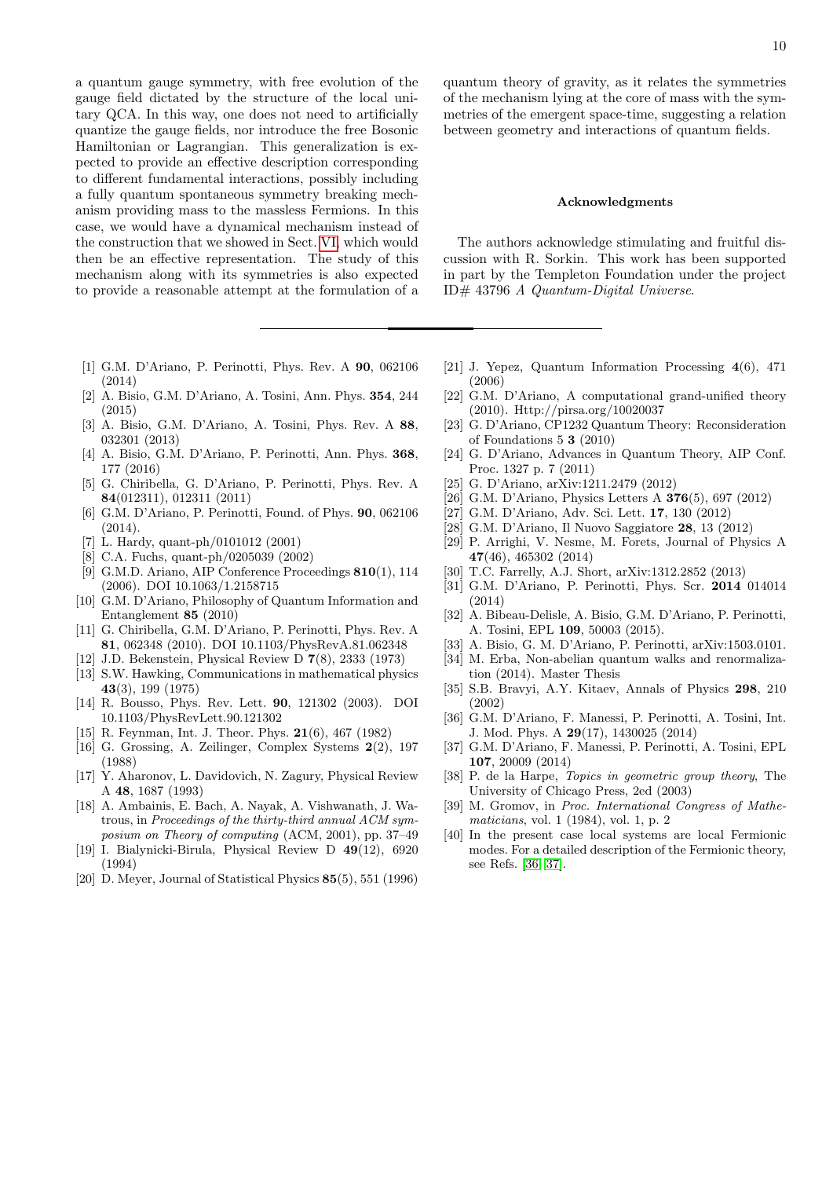a quantum gauge symmetry, with free evolution of the gauge field dictated by the structure of the local unitary QCA. In this way, one does not need to artificially quantize the gauge fields, nor introduce the free Bosonic Hamiltonian or Lagrangian. This generalization is expected to provide an effective description corresponding to different fundamental interactions, possibly including a fully quantum spontaneous symmetry breaking mechanism providing mass to the massless Fermions. In this case, we would have a dynamical mechanism instead of the construction that we showed in Sect. VI, which would then be an effective representation. The study of this mechanism along with its symmetries is also expected to provide a reasonable attempt at the formulation of a quantum theory of gravity, as it relates the symmetries of the mechanism lying at the core of mass with the symmetries of the emergent space-time, suggesting a relation between geometry and interactions of quantum fields.

### Acknowledgments

The authors acknowledge stimulating and fruitful discussion with R. Sorkin. This work has been supported in part by the Templeton Foundation under the project ID# 43796 *A Quantum-Digital Universe*.

---

[1] G.M. D'Ariano, P. Perinotti, Phys. Rev. A **90**, 062106 (2014)
[2] A. Bisio, G.M. D'Ariano, A. Tosini, Ann. Phys. **354**, 244 (2015)
[3] A. Bisio, G.M. D'Ariano, A. Tosini, Phys. Rev. A **88**, 032301 (2013)
[4] A. Bisio, G.M. D'Ariano, P. Perinotti, Ann. Phys. **368**, 177 (2016)
[5] G. Chiribella, G. D'Ariano, P. Perinotti, Phys. Rev. A **84**(012311), 012311 (2011)
[6] G.M. D'Ariano, P. Perinotti, Found. of Phys. **90**, 062106 (2014).
[7] L. Hardy, quant-ph/0101012 (2001)
[8] C.A. Fuchs, quant-ph/0205039 (2002)
[9] G.M.D. Ariano, AIP Conference Proceedings **810**(1), 114 (2006). DOI 10.1063/1.2158715
[10] G.M. D'Ariano, Philosophy of Quantum Information and Entanglement **85** (2010)
[11] G. Chiribella, G.M. D'Ariano, P. Perinotti, Phys. Rev. A **81**, 062348 (2010). DOI 10.1103/PhysRevA.81.062348
[12] J.D. Bekenstein, Physical Review D **7**(8), 2333 (1973)
[13] S.W. Hawking, Communications in mathematical physics **43**(3), 199 (1975)
[14] R. Bousso, Phys. Rev. Lett. **90**, 121302 (2003). DOI 10.1103/PhysRevLett.90.121302
[15] R. Feynman, Int. J. Theor. Phys. **21**(6), 467 (1982)
[16] G. Grossing, A. Zeilinger, Complex Systems **2**(2), 197 (1988)
[17] Y. Aharonov, L. Davidovich, N. Zagury, Physical Review A **48**, 1687 (1993)
[18] A. Ambainis, E. Bach, A. Nayak, A. Vishwanath, J. Watrous, in *Proceedings of the thirty-third annual ACM symposium on Theory of computing* (ACM, 2001), pp. 37–49
[19] I. Bialynicki-Birula, Physical Review D **49**(12), 6920 (1994)
[20] D. Meyer, Journal of Statistical Physics **85**(5), 551 (1996)
[21] J. Yepez, Quantum Information Processing **4**(6), 471 (2006)
[22] G.M. D'Ariano, A computational grand-unified theory (2010). Http://pirsa.org/10020037
[23] G. D'Ariano, CP1232 Quantum Theory: Reconsideration of Foundations 5 **3** (2010)
[24] G. D'Ariano, Advances in Quantum Theory, AIP Conf. Proc. 1327 p. 7 (2011)
[25] G. D'Ariano, arXiv:1211.2479 (2012)
[26] G.M. D'Ariano, Physics Letters A **376**(5), 697 (2012)
[27] G.M. D'Ariano, Adv. Sci. Lett. **17**, 130 (2012)
[28] G.M. D'Ariano, Il Nuovo Saggiatore **28**, 13 (2012)
[29] P. Arrighi, V. Nesme, M. Forets, Journal of Physics A **47**(46), 465302 (2014)
[30] T.C. Farrelly, A.J. Short, arXiv:1312.2852 (2013)
[31] G.M. D'Ariano, P. Perinotti, Phys. Scr. **2014** 014014 (2014)
[32] A. Bibeau-Delisle, A. Bisio, G.M. D'Ariano, P. Perinotti, A. Tosini, EPL **109**, 50003 (2015).
[33] A. Bisio, G. M. D'Ariano, P. Perinotti, arXiv:1503.0101.
[34] M. Erba, Non-abelian quantum walks and renormalization (2014). Master Thesis
[35] S.B. Bravyi, A.Y. Kitaev, Annals of Physics **298**, 210 (2002)
[36] G.M. D'Ariano, F. Manessi, P. Perinotti, A. Tosini, Int. J. Mod. Phys. A **29**(17), 1430025 (2014)
[37] G.M. D'Ariano, F. Manessi, P. Perinotti, A. Tosini, EPL **107**, 20009 (2014)
[38] P. de la Harpe, *Topics in geometric group theory*, The University of Chicago Press, 2ed (2003)
[39] M. Gromov, in *Proc. International Congress of Mathematicians*, vol. 1 (1984), vol. 1, p. 2
[40] In the present case local systems are local Fermionic modes. For a detailed description of the Fermionic theory, see Refs. [36, 37].